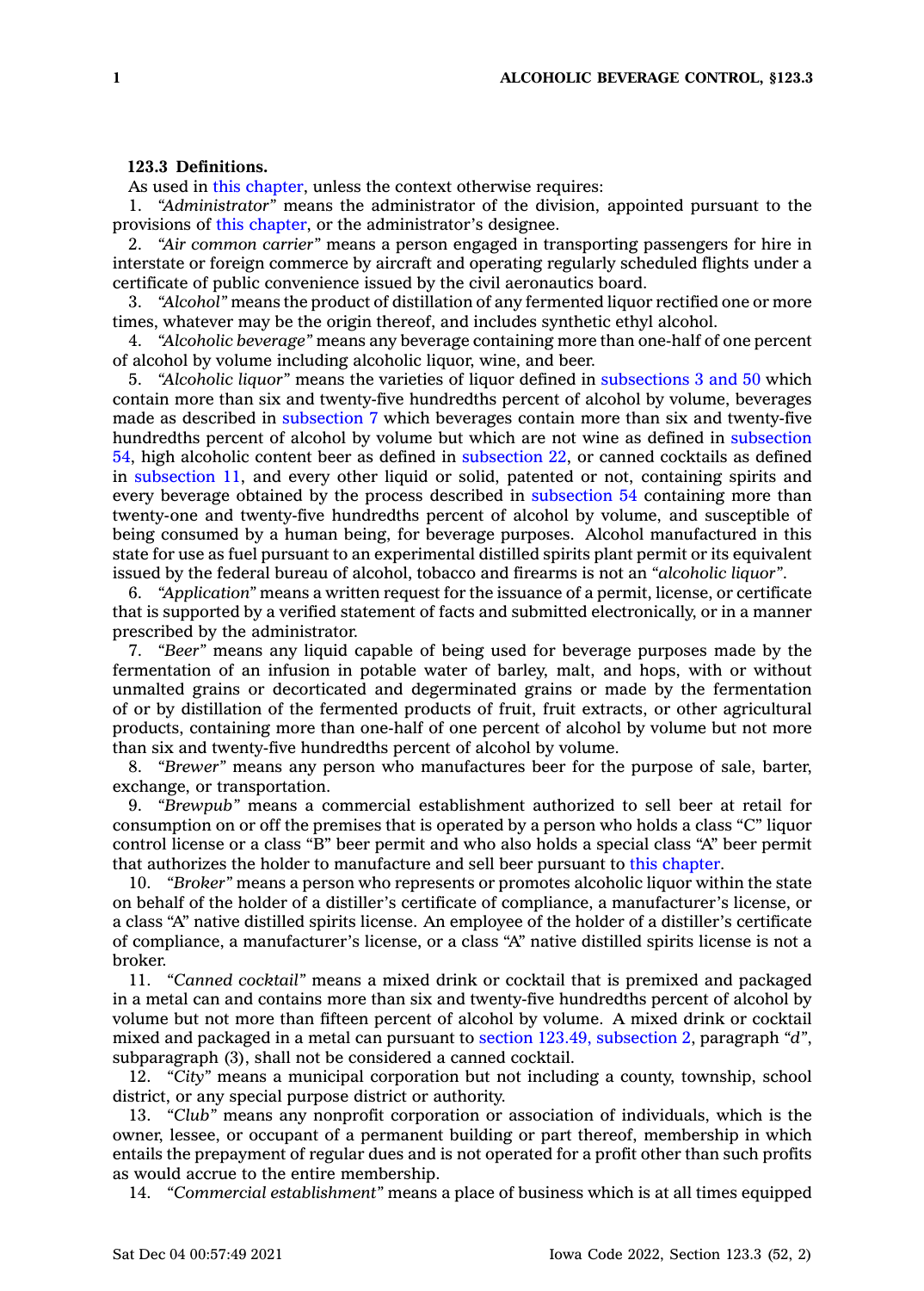**123.3 Definitions.**

As used in this chapter, unless the context otherwise requires:

1. *"Administrator"* means the administrator of the division, appointed pursuant to the provisions of this chapter, or the administrator's designee.

2. *"Air common carrier"* means a person engaged in transporting passengers for hire in interstate or foreign commerce by aircraft and operating regularly scheduled flights under a certificate of public convenience issued by the civil aeronautics board.

3. *"Alcohol"* means the product of distillation of any fermented liquor rectified one or more times, whatever may be the origin thereof, and includes synthetic ethyl alcohol.

4. *"Alcoholic beverage"* means any beverage containing more than one-half of one percent of alcohol by volume including alcoholic liquor, wine, and beer.

5. *"Alcoholic liquor"* means the varieties of liquor defined in subsections 3 and 50 which contain more than six and twenty-five hundredths percent of alcohol by volume, beverages made as described in subsection 7 which beverages contain more than six and twenty-five hundredths percent of alcohol by volume but which are not wine as defined in subsection 54, high alcoholic content beer as defined in subsection 22, or canned cocktails as defined in subsection 11, and every other liquid or solid, patented or not, containing spirits and every beverage obtained by the process described in subsection 54 containing more than twenty-one and twenty-five hundredths percent of alcohol by volume, and susceptible of being consumed by a human being, for beverage purposes. Alcohol manufactured in this state for use as fuel pursuant to an experimental distilled spirits plant permit or its equivalent issued by the federal bureau of alcohol, tobacco and firearms is not an *"alcoholic liquor"*.

6. *"Application"* means a written request for the issuance of a permit, license, or certificate that is supported by a verified statement of facts and submitted electronically, or in a manner prescribed by the administrator.

7. *"Beer"* means any liquid capable of being used for beverage purposes made by the fermentation of an infusion in potable water of barley, malt, and hops, with or without unmalted grains or decorticated and degerminated grains or made by the fermentation of or by distillation of the fermented products of fruit, fruit extracts, or other agricultural products, containing more than one-half of one percent of alcohol by volume but not more than six and twenty-five hundredths percent of alcohol by volume.

8. *"Brewer"* means any person who manufactures beer for the purpose of sale, barter, exchange, or transportation.

9. *"Brewpub"* means a commercial establishment authorized to sell beer at retail for consumption on or off the premises that is operated by a person who holds a class "C" liquor control license or a class "B" beer permit and who also holds a special class "A" beer permit that authorizes the holder to manufacture and sell beer pursuant to this chapter.

10. *"Broker"* means a person who represents or promotes alcoholic liquor within the state on behalf of the holder of a distiller's certificate of compliance, a manufacturer's license, or a class "A" native distilled spirits license. An employee of the holder of a distiller's certificate of compliance, a manufacturer's license, or a class "A" native distilled spirits license is not a broker.

11. *"Canned cocktail"* means a mixed drink or cocktail that is premixed and packaged in a metal can and contains more than six and twenty-five hundredths percent of alcohol by volume but not more than fifteen percent of alcohol by volume. A mixed drink or cocktail mixed and packaged in a metal can pursuant to section 123.49, subsection 2, paragraph *"d"*, subparagraph (3), shall not be considered a canned cocktail.

12. *"City"* means a municipal corporation but not including a county, township, school district, or any special purpose district or authority.

13. *"Club"* means any nonprofit corporation or association of individuals, which is the owner, lessee, or occupant of a permanent building or part thereof, membership in which entails the prepayment of regular dues and is not operated for a profit other than such profits as would accrue to the entire membership.

14. *"Commercial establishment"* means a place of business which is at all times equipped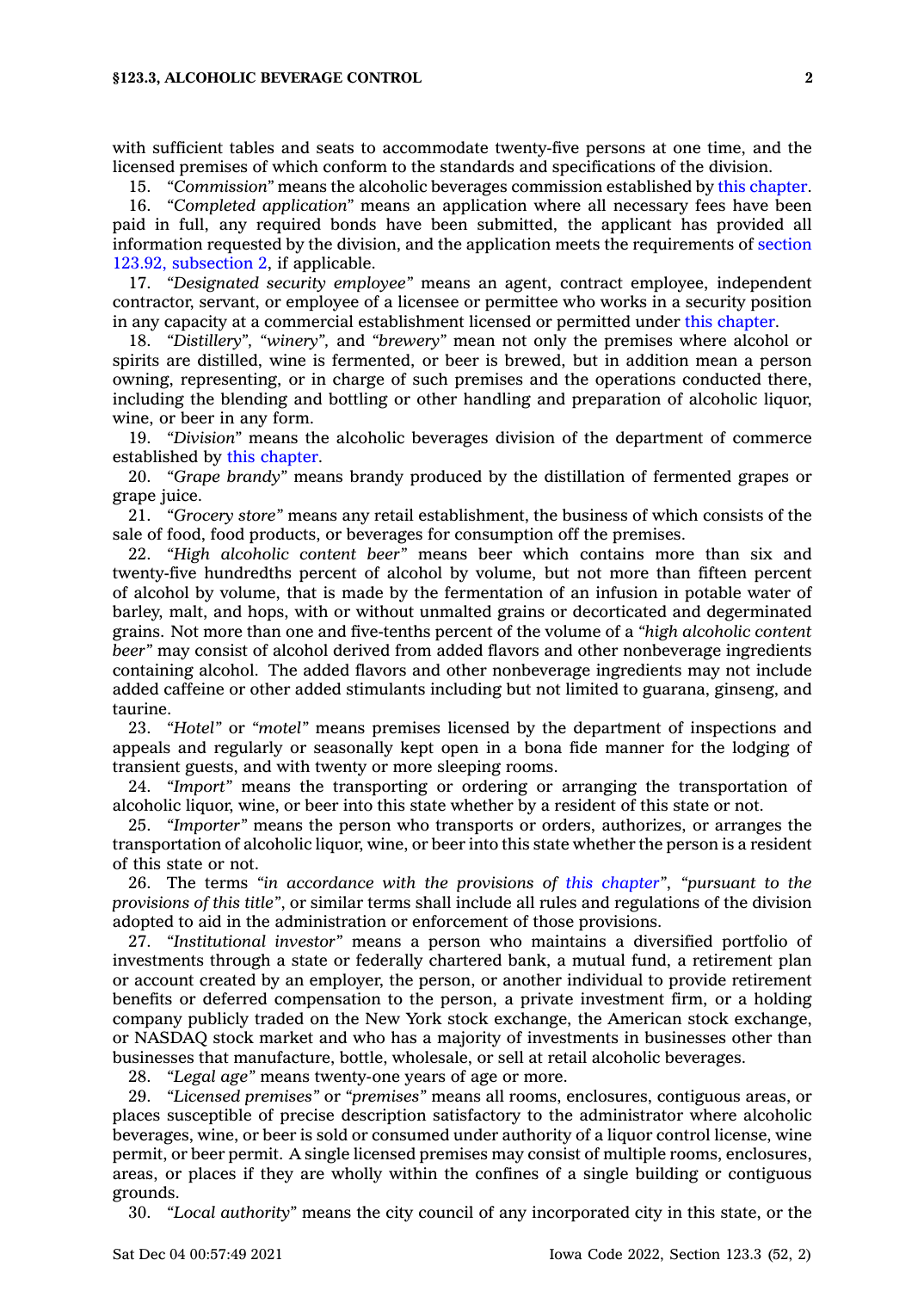with sufficient tables and seats to accommodate twenty-five persons at one time, and the licensed premises of which conform to the standards and specifications of the division.

15. *"Commission"* means the alcoholic beverages commission established by this chapter.

16. *"Completed application"* means an application where all necessary fees have been paid in full, any required bonds have been submitted, the applicant has provided all information requested by the division, and the application meets the requirements of section 123.92, subsection 2, if applicable.

17. *"Designated security employee"* means an agent, contract employee, independent contractor, servant, or employee of a licensee or permittee who works in a security position in any capacity at a commercial establishment licensed or permitted under this chapter.

18. *"Distillery"*, *"winery"*, and *"brewery"* mean not only the premises where alcohol or spirits are distilled, wine is fermented, or beer is brewed, but in addition mean a person owning, representing, or in charge of such premises and the operations conducted there, including the blending and bottling or other handling and preparation of alcoholic liquor, wine, or beer in any form.

19. *"Division"* means the alcoholic beverages division of the department of commerce established by this chapter.

20. *"Grape brandy"* means brandy produced by the distillation of fermented grapes or grape juice.

21. *"Grocery store"* means any retail establishment, the business of which consists of the sale of food, food products, or beverages for consumption off the premises.

22. *"High alcoholic content beer"* means beer which contains more than six and twenty-five hundredths percent of alcohol by volume, but not more than fifteen percent of alcohol by volume, that is made by the fermentation of an infusion in potable water of barley, malt, and hops, with or without unmalted grains or decorticated and degerminated grains. Not more than one and five-tenths percent of the volume of a *"high alcoholic content beer"* may consist of alcohol derived from added flavors and other nonbeverage ingredients containing alcohol. The added flavors and other nonbeverage ingredients may not include added caffeine or other added stimulants including but not limited to guarana, ginseng, and taurine.

23. *"Hotel"* or *"motel"* means premises licensed by the department of inspections and appeals and regularly or seasonally kept open in a bona fide manner for the lodging of transient guests, and with twenty or more sleeping rooms.

24. *"Import"* means the transporting or ordering or arranging the transportation of alcoholic liquor, wine, or beer into this state whether by a resident of this state or not.

25. *"Importer"* means the person who transports or orders, authorizes, or arranges the transportation of alcoholic liquor, wine, or beer into this state whether the person is a resident of this state or not.

26. The terms *"in accordance with the provisions of this chapter"*, *"pursuant to the provisions of this title"*, or similar terms shall include all rules and regulations of the division adopted to aid in the administration or enforcement of those provisions.

27. *"Institutional investor"* means a person who maintains a diversified portfolio of investments through a state or federally chartered bank, a mutual fund, a retirement plan or account created by an employer, the person, or another individual to provide retirement benefits or deferred compensation to the person, a private investment firm, or a holding company publicly traded on the New York stock exchange, the American stock exchange, or NASDAQ stock market and who has a majority of investments in businesses other than businesses that manufacture, bottle, wholesale, or sell at retail alcoholic beverages.

28. *"Legal age"* means twenty-one years of age or more.

29. *"Licensed premises"* or *"premises"* means all rooms, enclosures, contiguous areas, or places susceptible of precise description satisfactory to the administrator where alcoholic beverages, wine, or beer is sold or consumed under authority of a liquor control license, wine permit, or beer permit. A single licensed premises may consist of multiple rooms, enclosures, areas, or places if they are wholly within the confines of a single building or contiguous grounds.

30. *"Local authority"* means the city council of any incorporated city in this state, or the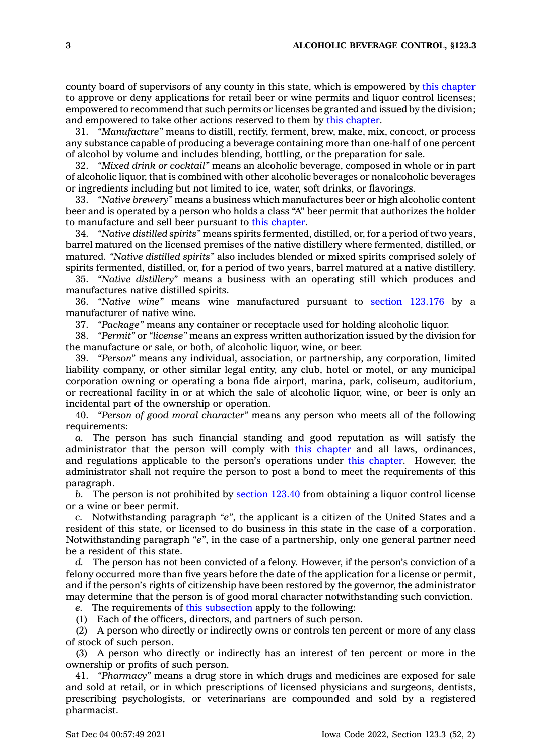county board of supervisors of any county in this state, which is empowered by this chapter to approve or deny applications for retail beer or wine permits and liquor control licenses; empowered to recommend that such permits or licenses be granted and issued by the division; and empowered to take other actions reserved to them by this chapter.

31. *"Manufacture"* means to distill, rectify, ferment, brew, make, mix, concoct, or process any substance capable of producing a beverage containing more than one-half of one percent of alcohol by volume and includes blending, bottling, or the preparation for sale.

32. *"Mixed drink or cocktail"* means an alcoholic beverage, composed in whole or in part of alcoholic liquor, that is combined with other alcoholic beverages or nonalcoholic beverages or ingredients including but not limited to ice, water, soft drinks, or flavorings.

33. *"Native brewery"* means a business which manufactures beer or high alcoholic content beer and is operated by a person who holds a class "A" beer permit that authorizes the holder to manufacture and sell beer pursuant to this chapter.

34. *"Native distilled spirits"* means spirits fermented, distilled, or, for a period of two years, barrel matured on the licensed premises of the native distillery where fermented, distilled, or matured. *"Native distilled spirits"* also includes blended or mixed spirits comprised solely of spirits fermented, distilled, or, for a period of two years, barrel matured at a native distillery.

35. *"Native distillery"* means a business with an operating still which produces and manufactures native distilled spirits.

36. *"Native wine"* means wine manufactured pursuant to section 123.176 by a manufacturer of native wine.

37. *"Package"* means any container or receptacle used for holding alcoholic liquor.

38. *"Permit"* or *"license"* means an express written authorization issued by the division for the manufacture or sale, or both, of alcoholic liquor, wine, or beer.

39. *"Person"* means any individual, association, or partnership, any corporation, limited liability company, or other similar legal entity, any club, hotel or motel, or any municipal corporation owning or operating a bona fide airport, marina, park, coliseum, auditorium, or recreational facility in or at which the sale of alcoholic liquor, wine, or beer is only an incidental part of the ownership or operation.

40. *"Person of good moral character"* means any person who meets all of the following requirements:

*a.* The person has such financial standing and good reputation as will satisfy the administrator that the person will comply with this chapter and all laws, ordinances, and regulations applicable to the person's operations under this chapter. However, the administrator shall not require the person to post a bond to meet the requirements of this paragraph.

*b.* The person is not prohibited by section 123.40 from obtaining a liquor control license or a wine or beer permit.

*c.* Notwithstanding paragraph *"e"*, the applicant is a citizen of the United States and a resident of this state, or licensed to do business in this state in the case of a corporation. Notwithstanding paragraph *"e"*, in the case of a partnership, only one general partner need be a resident of this state.

*d.* The person has not been convicted of a felony. However, if the person's conviction of a felony occurred more than five years before the date of the application for a license or permit, and if the person's rights of citizenship have been restored by the governor, the administrator may determine that the person is of good moral character notwithstanding such conviction.

*e.* The requirements of this subsection apply to the following:

(1) Each of the officers, directors, and partners of such person.

(2) A person who directly or indirectly owns or controls ten percent or more of any class of stock of such person.

(3) A person who directly or indirectly has an interest of ten percent or more in the ownership or profits of such person.

41. *"Pharmacy"* means a drug store in which drugs and medicines are exposed for sale and sold at retail, or in which prescriptions of licensed physicians and surgeons, dentists, prescribing psychologists, or veterinarians are compounded and sold by a registered pharmacist.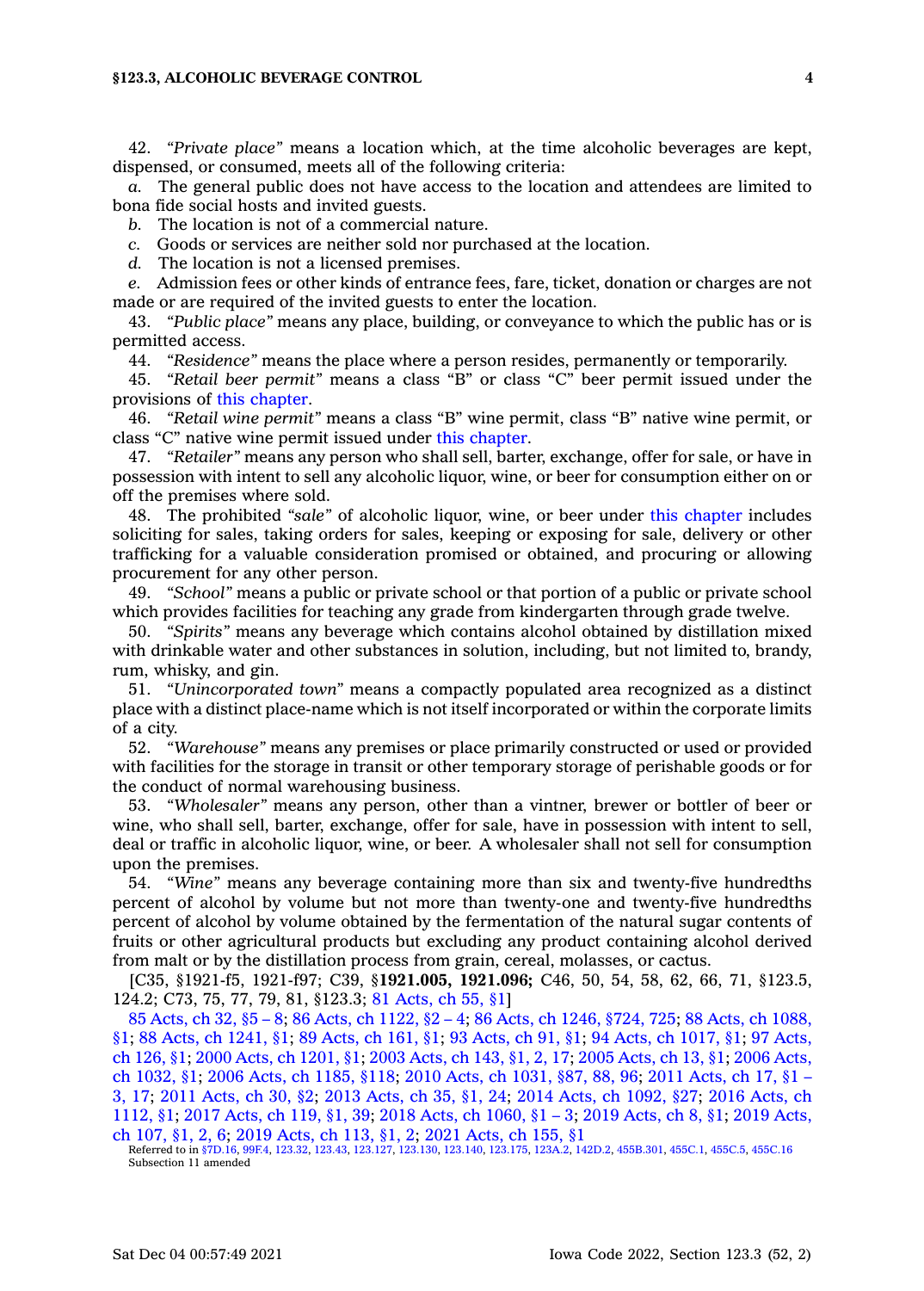42. *"Private place"* means a location which, at the time alcoholic beverages are kept, dispensed, or consumed, meets all of the following criteria:

*a.* The general public does not have access to the location and attendees are limited to bona fide social hosts and invited guests.

*b.* The location is not of a commercial nature.

*c.* Goods or services are neither sold nor purchased at the location.

*d.* The location is not a licensed premises.

*e.* Admission fees or other kinds of entrance fees, fare, ticket, donation or charges are not made or are required of the invited guests to enter the location.

43. *"Public place"* means any place, building, or conveyance to which the public has or is permitted access.

44. *"Residence"* means the place where a person resides, permanently or temporarily.

45. *"Retail beer permit"* means a class "B" or class "C" beer permit issued under the provisions of this chapter.

46. *"Retail wine permit"* means a class "B" wine permit, class "B" native wine permit, or class "C" native wine permit issued under this chapter.

47. *"Retailer"* means any person who shall sell, barter, exchange, offer for sale, or have in possession with intent to sell any alcoholic liquor, wine, or beer for consumption either on or off the premises where sold.

48. The prohibited *"sale"* of alcoholic liquor, wine, or beer under this chapter includes soliciting for sales, taking orders for sales, keeping or exposing for sale, delivery or other trafficking for a valuable consideration promised or obtained, and procuring or allowing procurement for any other person.

49. *"School"* means a public or private school or that portion of a public or private school which provides facilities for teaching any grade from kindergarten through grade twelve.

50. *"Spirits"* means any beverage which contains alcohol obtained by distillation mixed with drinkable water and other substances in solution, including, but not limited to, brandy, rum, whisky, and gin.

51. *"Unincorporated town"* means a compactly populated area recognized as a distinct place with a distinct place-name which is not itself incorporated or within the corporate limits of a city.

52. *"Warehouse"* means any premises or place primarily constructed or used or provided with facilities for the storage in transit or other temporary storage of perishable goods or for the conduct of normal warehousing business.

53. *"Wholesaler"* means any person, other than a vintner, brewer or bottler of beer or wine, who shall sell, barter, exchange, offer for sale, have in possession with intent to sell, deal or traffic in alcoholic liquor, wine, or beer. A wholesaler shall not sell for consumption upon the premises.

54. *"Wine"* means any beverage containing more than six and twenty-five hundredths percent of alcohol by volume but not more than twenty-one and twenty-five hundredths percent of alcohol by volume obtained by the fermentation of the natural sugar contents of fruits or other agricultural products but excluding any product containing alcohol derived from malt or by the distillation process from grain, cereal, molasses, or cactus.

[C35, §1921-f5, 1921-f97; C39, §**1921.005, 1921.096;** C46, 50, 54, 58, 62, 66, 71, §123.5, 124.2; C73, 75, 77, 79, 81, §123.3; 81 Acts, ch 55, §1]

85 Acts, ch 32, §5 – 8; 86 Acts, ch 1122, §2 – 4; 86 Acts, ch 1246, §724, 725; 88 Acts, ch 1088, §1; 88 Acts, ch 1241, §1; 89 Acts, ch 161, §1; 93 Acts, ch 91, §1; 94 Acts, ch 1017, §1; 97 Acts, ch 126, §1; 2000 Acts, ch 1201, §1; 2003 Acts, ch 143, §1, 2, 17; 2005 Acts, ch 13, §1; 2006 Acts, ch 1032, §1; 2006 Acts, ch 1185, §118; 2010 Acts, ch 1031, §87, 88, 96; 2011 Acts, ch 17, §1 – 3, 17; 2011 Acts, ch 30, §2; 2013 Acts, ch 35, §1, 24; 2014 Acts, ch 1092, §27; 2016 Acts, ch 1112, §1; 2017 Acts, ch 119, §1, 39; 2018 Acts, ch 1060, §1 – 3; 2019 Acts, ch 8, §1; 2019 Acts, ch 107, §1, 2, 6; 2019 Acts, ch 113, §1, 2; 2021 Acts, ch 155, §1

Referred to in §7D.16, 99F.4, 123.32, 123.43, 123.127, 123.130, 123.140, 123.175, 123A.2, 142D.2, 455B.301, 455C.1, 455C.5, 455C.16

Subsection 11 amended